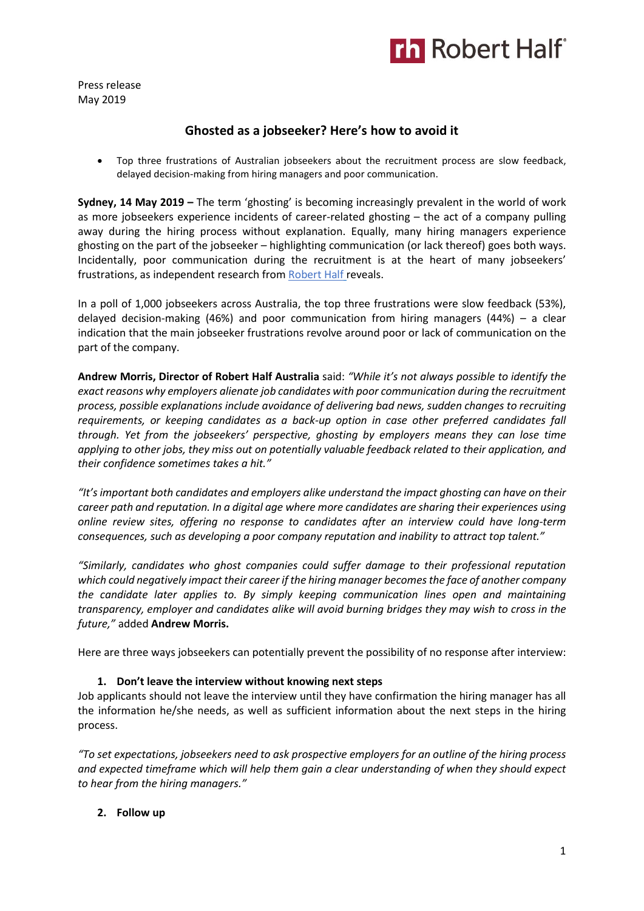Press release
May 2019

## Ghosted as a jobseeker? Here's how to avoid it

- Top three frustrations of Australian jobseekers about the recruitment process are slow feedback, delayed decision-making from hiring managers and poor communication.

**Sydney, 14 May 2019 –** The term 'ghosting' is becoming increasingly prevalent in the world of work as more jobseekers experience incidents of career-related ghosting – the act of a company pulling away during the hiring process without explanation. Equally, many hiring managers experience ghosting on the part of the jobseeker – highlighting communication (or lack thereof) goes both ways. Incidentally, poor communication during the recruitment is at the heart of many jobseekers' frustrations, as independent research from Robert Half reveals.

In a poll of 1,000 jobseekers across Australia, the top three frustrations were slow feedback (53%), delayed decision-making (46%) and poor communication from hiring managers (44%) – a clear indication that the main jobseeker frustrations revolve around poor or lack of communication on the part of the company.

**Andrew Morris, Director of Robert Half Australia** said: *"While it's not always possible to identify the exact reasons why employers alienate job candidates with poor communication during the recruitment process, possible explanations include avoidance of delivering bad news, sudden changes to recruiting requirements, or keeping candidates as a back-up option in case other preferred candidates fall through. Yet from the jobseekers' perspective, ghosting by employers means they can lose time applying to other jobs, they miss out on potentially valuable feedback related to their application, and their confidence sometimes takes a hit."*

*"It's important both candidates and employers alike understand the impact ghosting can have on their career path and reputation. In a digital age where more candidates are sharing their experiences using online review sites, offering no response to candidates after an interview could have long-term consequences, such as developing a poor company reputation and inability to attract top talent."*

*"Similarly, candidates who ghost companies could suffer damage to their professional reputation which could negatively impact their career if the hiring manager becomes the face of another company the candidate later applies to. By simply keeping communication lines open and maintaining transparency, employer and candidates alike will avoid burning bridges they may wish to cross in the future,"* added **Andrew Morris.**

Here are three ways jobseekers can potentially prevent the possibility of no response after interview:

### 1. Don't leave the interview without knowing next steps

Job applicants should not leave the interview until they have confirmation the hiring manager has all the information he/she needs, as well as sufficient information about the next steps in the hiring process.

*"To set expectations, jobseekers need to ask prospective employers for an outline of the hiring process and expected timeframe which will help them gain a clear understanding of when they should expect to hear from the hiring managers."*

### 2. Follow up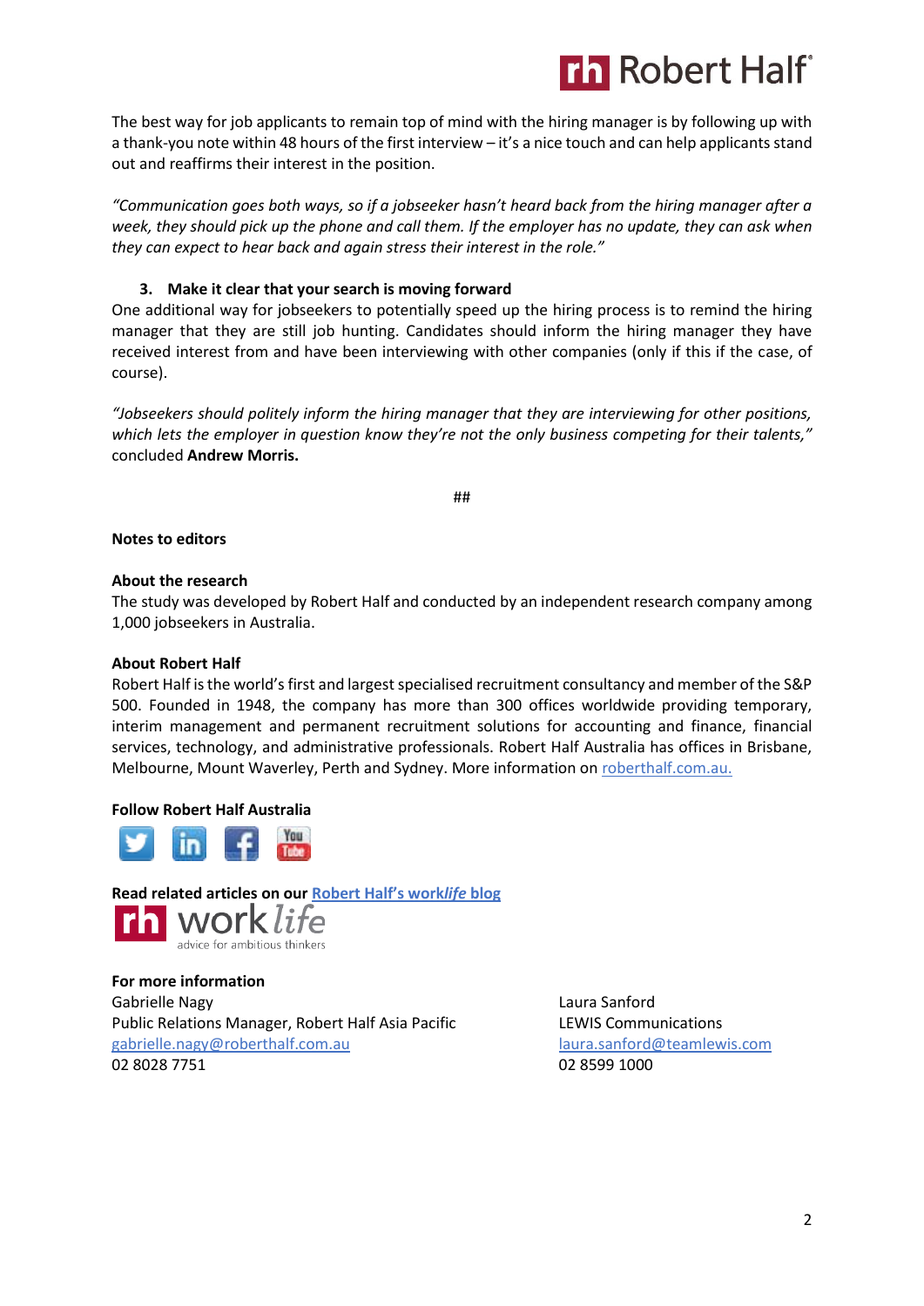The best way for job applicants to remain top of mind with the hiring manager is by following up with a thank-you note within 48 hours of the first interview – it's a nice touch and can help applicants stand out and reaffirms their interest in the position.

*"Communication goes both ways, so if a jobseeker hasn't heard back from the hiring manager after a week, they should pick up the phone and call them. If the employer has no update, they can ask when they can expect to hear back and again stress their interest in the role."*

### 3. Make it clear that your search is moving forward

One additional way for jobseekers to potentially speed up the hiring process is to remind the hiring manager that they are still job hunting. Candidates should inform the hiring manager they have received interest from and have been interviewing with other companies (only if this if the case, of course).

*"Jobseekers should politely inform the hiring manager that they are interviewing for other positions, which lets the employer in question know they're not the only business competing for their talents,"* concluded **Andrew Morris.**

##

**Notes to editors**

**About the research**

The study was developed by Robert Half and conducted by an independent research company among 1,000 jobseekers in Australia.

**About Robert Half**

Robert Half is the world's first and largest specialised recruitment consultancy and member of the S&P 500. Founded in 1948, the company has more than 300 offices worldwide providing temporary, interim management and permanent recruitment solutions for accounting and finance, financial services, technology, and administrative professionals. Robert Half Australia has offices in Brisbane, Melbourne, Mount Waverley, Perth and Sydney. More information on roberthalf.com.au.

**Follow Robert Half Australia**

**Read related articles on our Robert Half's work*life* blog**

work*life*
advice for ambitious thinkers

**For more information**

Gabrielle Nagy
Public Relations Manager, Robert Half Asia Pacific
gabrielle.nagy@roberthalf.com.au
02 8028 7751

Laura Sanford
LEWIS Communications
laura.sanford@teamlewis.com
02 8599 1000